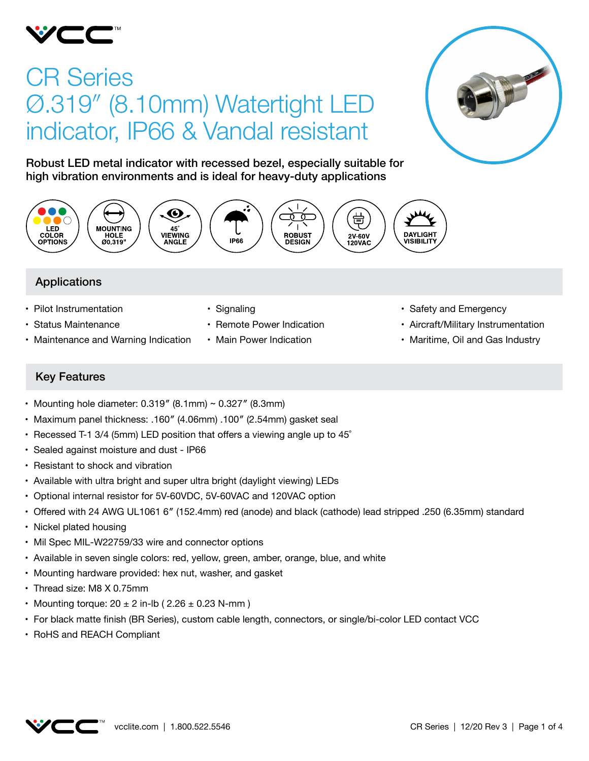# CR Series
# Ø.319″ (8.10mm) Watertight LED indicator, IP66 & Vandal resistant

**Robust LED metal indicator with recessed bezel, especially suitable for high vibration environments and is ideal for heavy-duty applications**

LED COLOR OPTIONS | MOUNTING HOLE Ø0.319" | 45° VIEWING ANGLE | IP66 | ROBUST DESIGN | 2V-60V 120VAC | DAYLIGHT VISIBILITY

## Applications

- Pilot Instrumentation
- Status Maintenance
- Maintenance and Warning Indication
- Signaling
- Remote Power Indication
- Main Power Indication
- Safety and Emergency
- Aircraft/Military Instrumentation
- Maritime, Oil and Gas Industry

## Key Features

- Mounting hole diameter: 0.319″ (8.1mm) ~ 0.327″ (8.3mm)
- Maximum panel thickness: .160″ (4.06mm) .100″ (2.54mm) gasket seal
- Recessed T-1 3/4 (5mm) LED position that offers a viewing angle up to 45°
- Sealed against moisture and dust - IP66
- Resistant to shock and vibration
- Available with ultra bright and super ultra bright (daylight viewing) LEDs
- Optional internal resistor for 5V-60VDC, 5V-60VAC and 120VAC option
- Offered with 24 AWG UL1061 6″ (152.4mm) red (anode) and black (cathode) lead stripped .250 (6.35mm) standard
- Nickel plated housing
- Mil Spec MIL-W22759/33 wire and connector options
- Available in seven single colors: red, yellow, green, amber, orange, blue, and white
- Mounting hardware provided: hex nut, washer, and gasket
- Thread size: M8 X 0.75mm
- Mounting torque: 20 ± 2 in-lb ( 2.26 ± 0.23 N-mm )
- For black matte finish (BR Series), custom cable length, connectors, or single/bi-color LED contact VCC
- RoHS and REACH Compliant

vcclite.com | 1.800.522.5546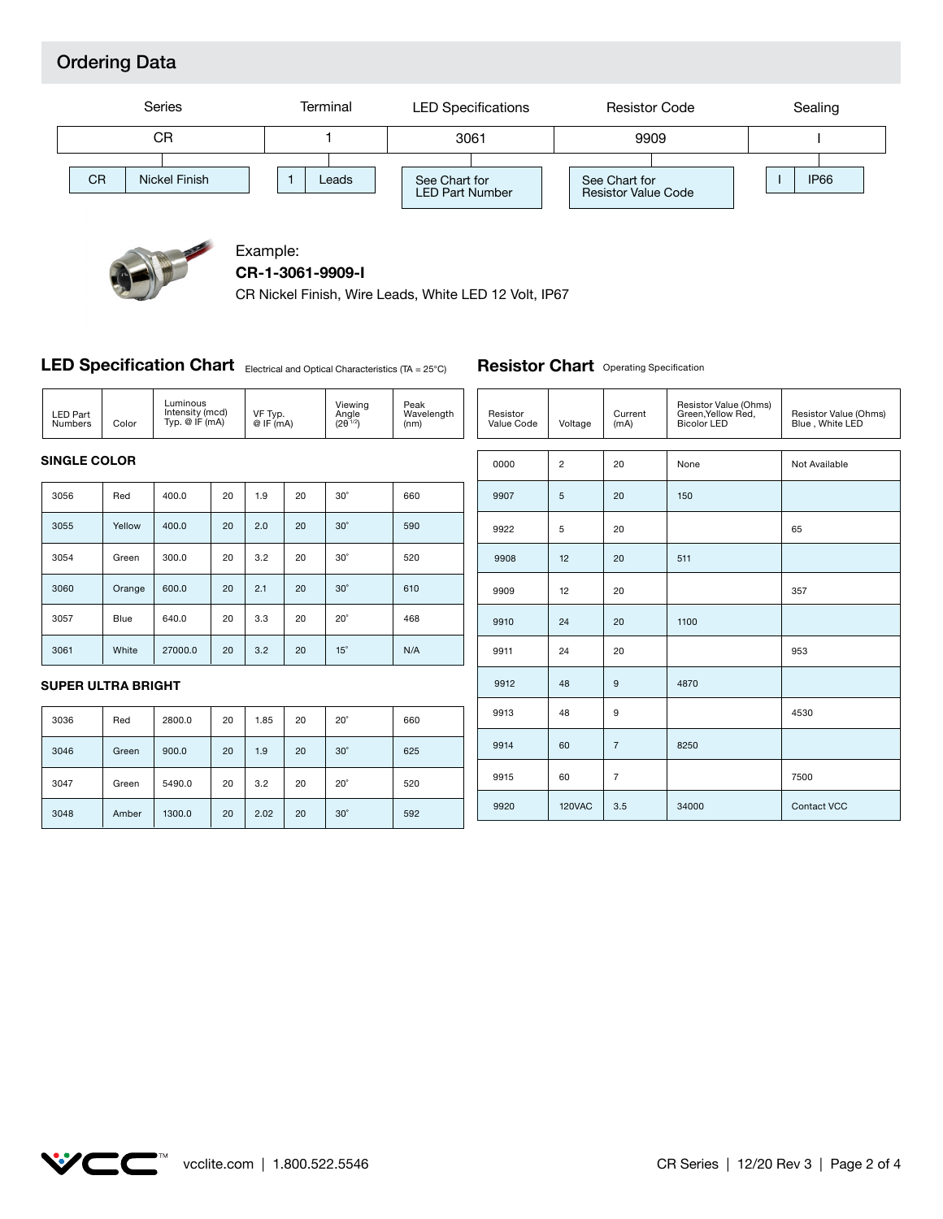## Ordering Data

| Series | Terminal | LED Specifications | Resistor Code | Sealing |
|---|---|---|---|---|
| CR | 1 | 3061 | 9909 | I |
| CR — Nickel Finish | 1 — Leads | See Chart for LED Part Number | See Chart for Resistor Value Code | I — IP66 |

Example:

**CR-1-3061-9909-I**

CR Nickel Finish, Wire Leads, White LED 12 Volt, IP67

## LED Specification Chart

Electrical and Optical Characteristics (TA = 25°C)

| LED Part Numbers | Color | Luminous Intensity (mcd) Typ. @ IF (mA) | | VF Typ. @ IF (mA) | | Viewing Angle ($2\theta^{1/2}$) | Peak Wavelength (nm) |
|---|---|---|---|---|---|---|---|
| **SINGLE COLOR** | | | | | | | |
| 3056 | Red | 400.0 | 20 | 1.9 | 20 | 30˚ | 660 |
| 3055 | Yellow | 400.0 | 20 | 2.0 | 20 | 30˚ | 590 |
| 3054 | Green | 300.0 | 20 | 3.2 | 20 | 30˚ | 520 |
| 3060 | Orange | 600.0 | 20 | 2.1 | 20 | 30˚ | 610 |
| 3057 | Blue | 640.0 | 20 | 3.3 | 20 | 20˚ | 468 |
| 3061 | White | 27000.0 | 20 | 3.2 | 20 | 15˚ | N/A |
| **SUPER ULTRA BRIGHT** | | | | | | | |
| 3036 | Red | 2800.0 | 20 | 1.85 | 20 | 20˚ | 660 |
| 3046 | Green | 900.0 | 20 | 1.9 | 20 | 30˚ | 625 |
| 3047 | Green | 5490.0 | 20 | 3.2 | 20 | 20˚ | 520 |
| 3048 | Amber | 1300.0 | 20 | 2.02 | 20 | 30˚ | 592 |

## Resistor Chart

Operating Specification

| Resistor Value Code | Voltage | Current (mA) | Resistor Value (Ohms) Green,Yellow Red, Bicolor LED | Resistor Value (Ohms) Blue , White LED |
|---|---|---|---|---|
| 0000 | 2 | 20 | None | Not Available |
| 9907 | 5 | 20 | 150 | |
| 9922 | 5 | 20 | | 65 |
| 9908 | 12 | 20 | 511 | |
| 9909 | 12 | 20 | | 357 |
| 9910 | 24 | 20 | 1100 | |
| 9911 | 24 | 20 | | 953 |
| 9912 | 48 | 9 | 4870 | |
| 9913 | 48 | 9 | | 4530 |
| 9914 | 60 | 7 | 8250 | |
| 9915 | 60 | 7 | | 7500 |
| 9920 | 120VAC | 3.5 | 34000 | Contact VCC |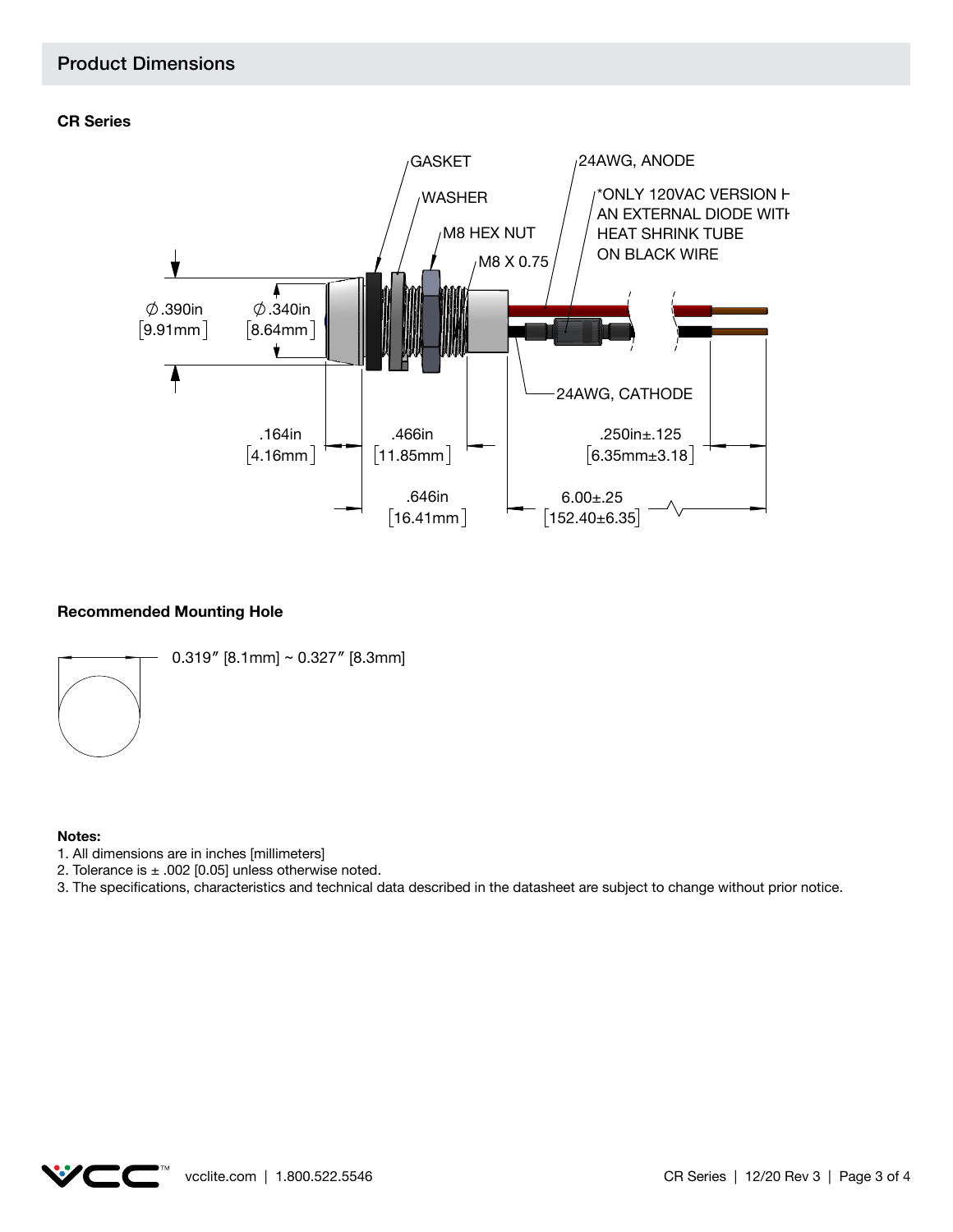## Product Dimensions

### CR Series

GASKET

WASHER

M8 HEX NUT

M8 X 0.75

24AWG, ANODE

*ONLY 120VAC VERSION H
AN EXTERNAL DIODE WITH
HEAT SHRINK TUBE
ON BLACK WIRE

24AWG, CATHODE

∅.390in [9.91mm]

∅.340in [8.64mm]

.164in [4.16mm]

.466in [11.85mm]

.250in±.125 [6.35mm±3.18]

.646in [16.41mm]

6.00±.25 [152.40±6.35]

### Recommended Mounting Hole

0.319″ [8.1mm] ~ 0.327″ [8.3mm]

**Notes:**

1. All dimensions are in inches [millimeters]
2. Tolerance is ± .002 [0.05] unless otherwise noted.
3. The specifications, characteristics and technical data described in the datasheet are subject to change without prior notice.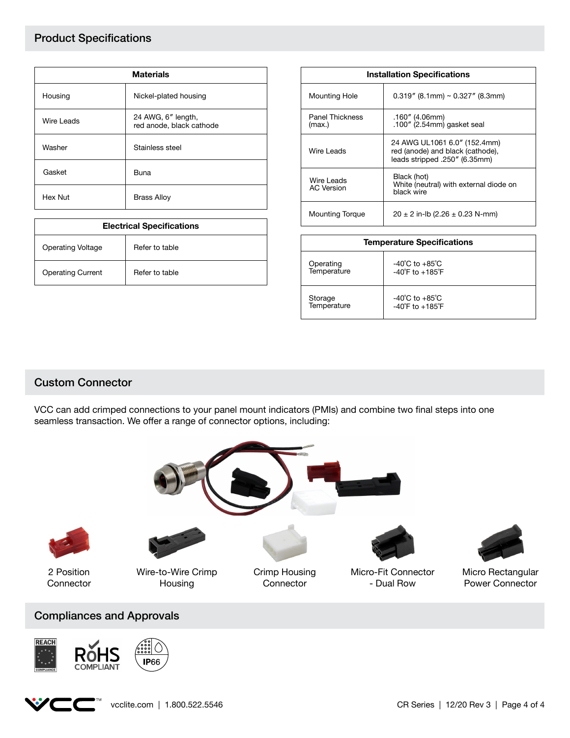## Product Specifications

| Materials | |
|---|---|
| Housing | Nickel-plated housing |
| Wire Leads | 24 AWG, 6″ length, red anode, black cathode |
| Washer | Stainless steel |
| Gasket | Buna |
| Hex Nut | Brass Alloy |

| Electrical Specifications | |
|---|---|
| Operating Voltage | Refer to table |
| Operating Current | Refer to table |

| Installation Specifications | |
|---|---|
| Mounting Hole | 0.319″ (8.1mm) ~ 0.327″ (8.3mm) |
| Panel Thickness (max.) | .160″ (4.06mm) .100″ (2.54mm) gasket seal |
| Wire Leads | 24 AWG UL1061 6.0″ (152.4mm) red (anode) and black (cathode), leads stripped .250″ (6.35mm) |
| Wire Leads AC Version | Black (hot) White (neutral) with external diode on black wire |
| Mounting Torque | 20 ± 2 in-lb (2.26 ± 0.23 N-mm) |

| Temperature Specifications | |
|---|---|
| Operating Temperature | -40˚C to +85˚C -40˚F to +185˚F |
| Storage Temperature | -40˚C to +85˚C -40˚F to +185˚F |

## Custom Connector

VCC can add crimped connections to your panel mount indicators (PMIs) and combine two final steps into one seamless transaction. We offer a range of connector options, including:

2 Position Connector

Wire-to-Wire Crimp Housing

Crimp Housing Connector

Micro-Fit Connector - Dual Row

Micro Rectangular Power Connector

## Compliances and Approvals

REACH COMPLIANCE

RoHS COMPLIANT

IP66